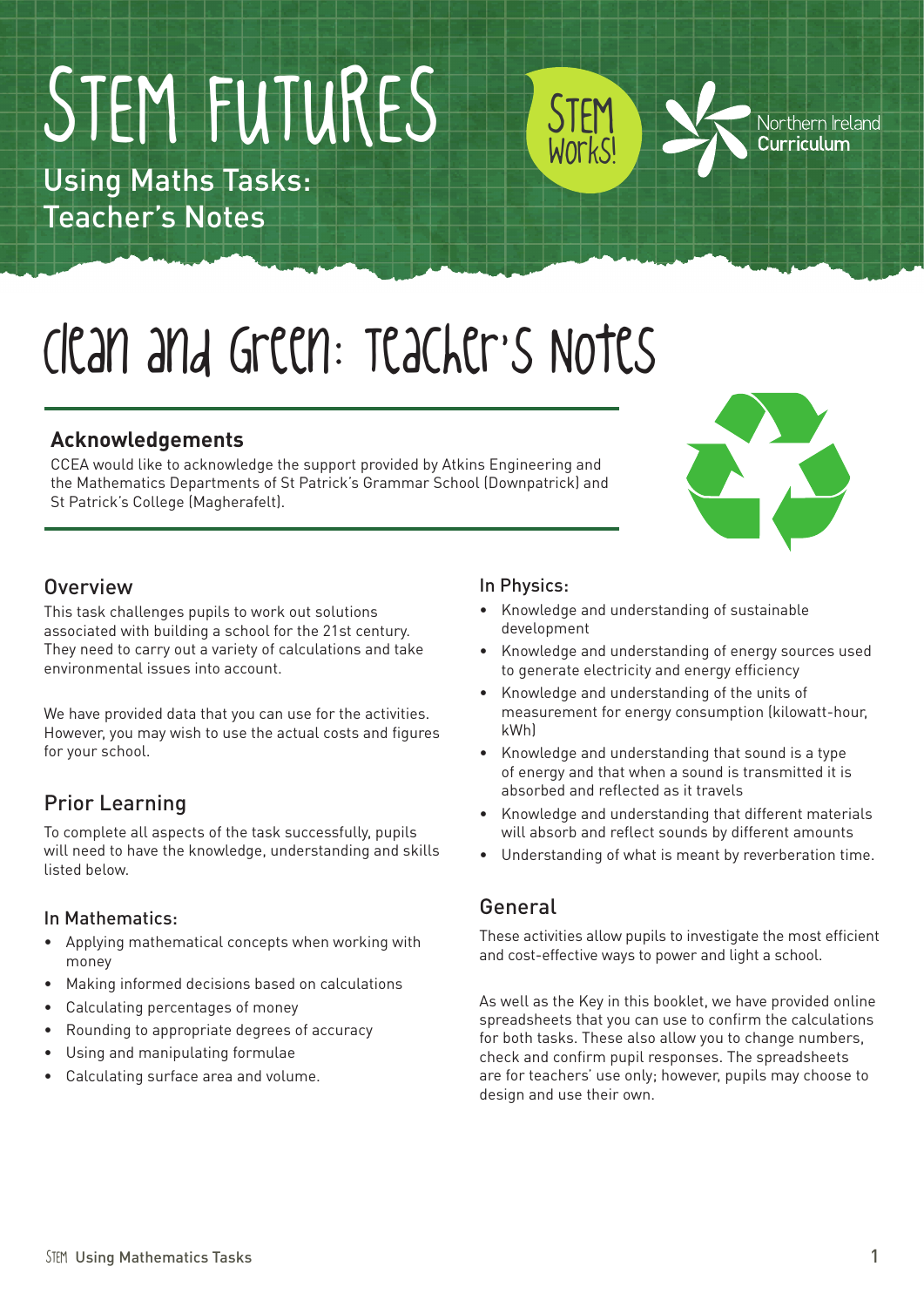# STEM FUTURES

Using Maths Tasks: Teacher's Notes

STEM Works!

Northern Ireland Curriculum

# Clean and Green: Teacher's Notes

### Acknowledgements

CCEA would like to acknowledge the support provided by Atkins Engineering and the Mathematics Departments of St Patrick's Grammar School (Downpatrick) and St Patrick's College (Magherafelt).

## Overview

This task challenges pupils to work out solutions associated with building a school for the 21st century. They need to carry out a variety of calculations and take environmental issues into account.

We have provided data that you can use for the activities. However, you may wish to use the actual costs and figures for your school.

## Prior Learning

To complete all aspects of the task successfully, pupils will need to have the knowledge, understanding and skills listed below.

### In Mathematics:

- Applying mathematical concepts when working with money
- Making informed decisions based on calculations
- Calculating percentages of money
- Rounding to appropriate degrees of accuracy
- Using and manipulating formulae
- Calculating surface area and volume.

### In Physics:

- Knowledge and understanding of sustainable development
- Knowledge and understanding of energy sources used to generate electricity and energy efficiency
- Knowledge and understanding of the units of measurement for energy consumption (kilowatt-hour, kWh)
- Knowledge and understanding that sound is a type of energy and that when a sound is transmitted it is absorbed and reflected as it travels
- Knowledge and understanding that different materials will absorb and reflect sounds by different amounts
- Understanding of what is meant by reverberation time.

## General

These activities allow pupils to investigate the most efficient and cost-effective ways to power and light a school.

As well as the Key in this booklet, we have provided online spreadsheets that you can use to confirm the calculations for both tasks. These also allow you to change numbers, check and confirm pupil responses. The spreadsheets are for teachers' use only; however, pupils may choose to design and use their own.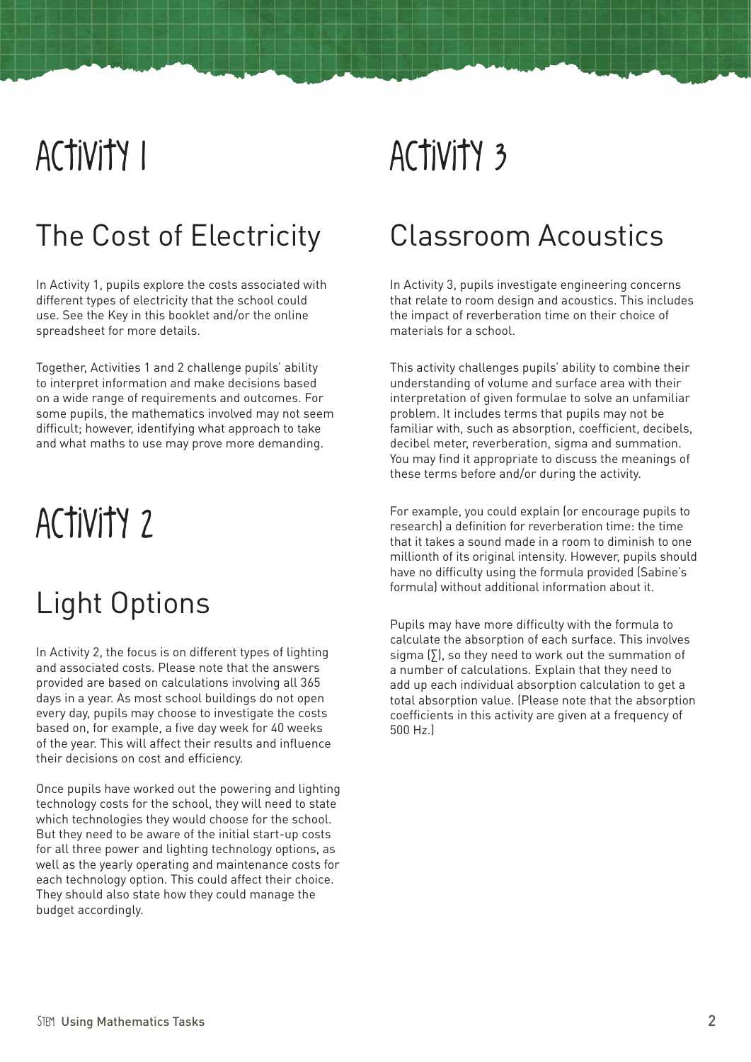# Activity 1

## The Cost of Electricity

In Activity 1, pupils explore the costs associated with different types of electricity that the school could use. See the Key in this booklet and/or the online spreadsheet for more details.

Together, Activities 1 and 2 challenge pupils' ability to interpret information and make decisions based on a wide range of requirements and outcomes. For some pupils, the mathematics involved may not seem difficult; however, identifying what approach to take and what maths to use may prove more demanding.

# Activity 2

## Light Options

In Activity 2, the focus is on different types of lighting and associated costs. Please note that the answers provided are based on calculations involving all 365 days in a year. As most school buildings do not open every day, pupils may choose to investigate the costs based on, for example, a five day week for 40 weeks of the year. This will affect their results and influence their decisions on cost and efficiency.

Once pupils have worked out the powering and lighting technology costs for the school, they will need to state which technologies they would choose for the school. But they need to be aware of the initial start-up costs for all three power and lighting technology options, as well as the yearly operating and maintenance costs for each technology option. This could affect their choice. They should also state how they could manage the budget accordingly.

# Activity 3

## Classroom Acoustics

In Activity 3, pupils investigate engineering concerns that relate to room design and acoustics. This includes the impact of reverberation time on their choice of materials for a school.

This activity challenges pupils' ability to combine their understanding of volume and surface area with their interpretation of given formulae to solve an unfamiliar problem. It includes terms that pupils may not be familiar with, such as absorption, coefficient, decibels, decibel meter, reverberation, sigma and summation. You may find it appropriate to discuss the meanings of these terms before and/or during the activity.

For example, you could explain (or encourage pupils to research) a definition for reverberation time: the time that it takes a sound made in a room to diminish to one millionth of its original intensity. However, pupils should have no difficulty using the formula provided (Sabine's formula) without additional information about it.

Pupils may have more difficulty with the formula to calculate the absorption of each surface. This involves sigma ($\sum$), so they need to work out the summation of a number of calculations. Explain that they need to add up each individual absorption calculation to get a total absorption value. (Please note that the absorption coefficients in this activity are given at a frequency of 500 Hz.)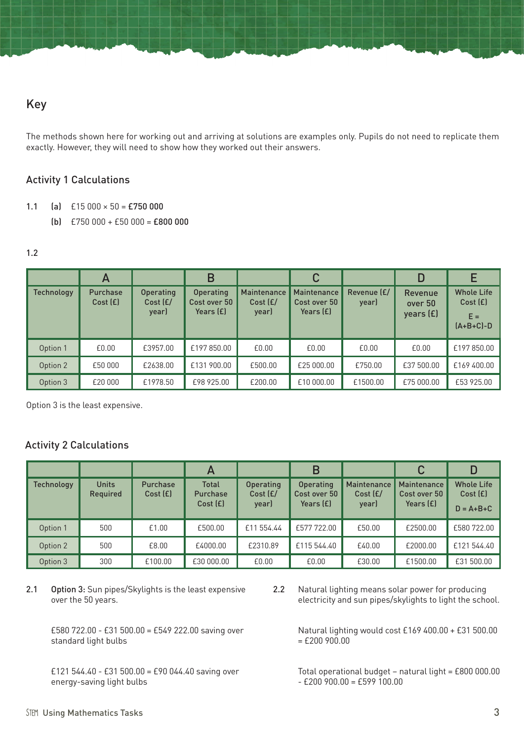## Key

The methods shown here for working out and arriving at solutions are examples only. Pupils do not need to replicate them exactly. However, they will need to show how they worked out their answers.

### Activity 1 Calculations

1.1 (a) £15 000 × 50 = **£750 000**

(b) £750 000 + £50 000 = **£800 000**

1.2

| | A | | B | | C | | D | E |
|---|---|---|---|---|---|---|---|---|
| Technology | Purchase Cost (£) | Operating Cost (£/ year) | Operating Cost over 50 Years (£) | Maintenance Cost (£/ year) | Maintenance Cost over 50 Years (£) | Revenue (£/ year) | Revenue over 50 years (£) | Whole Life Cost (£) E = (A+B+C)-D |
| Option 1 | £0.00 | £3957.00 | £197 850.00 | £0.00 | £0.00 | £0.00 | £0.00 | £197 850.00 |
| Option 2 | £50 000 | £2638.00 | £131 900.00 | £500.00 | £25 000.00 | £750.00 | £37 500.00 | £169 400.00 |
| Option 3 | £20 000 | £1978.50 | £98 925.00 | £200.00 | £10 000.00 | £1500.00 | £75 000.00 | £53 925.00 |

Option 3 is the least expensive.

### Activity 2 Calculations

| | | | A | | B | | C | D |
|---|---|---|---|---|---|---|---|---|
| Technology | Units Required | Purchase Cost (£) | Total Purchase Cost (£) | Operating Cost (£/ year) | Operating Cost over 50 Years (£) | Maintenance Cost (£/ year) | Maintenance Cost over 50 Years (£) | Whole Life Cost (£) D = A+B+C |
| Option 1 | 500 | £1.00 | £500.00 | £11 554.44 | £577 722.00 | £50.00 | £2500.00 | £580 722.00 |
| Option 2 | 500 | £8.00 | £4000.00 | £2310.89 | £115 544.40 | £40.00 | £2000.00 | £121 544.40 |
| Option 3 | 300 | £100.00 | £30 000.00 | £0.00 | £0.00 | £30.00 | £1500.00 | £31 500.00 |

2.1 **Option 3:** Sun pipes/Skylights is the least expensive over the 50 years.

£580 722.00 - £31 500.00 = £549 222.00 saving over standard light bulbs

£121 544.40 - £31 500.00 = £90 044.40 saving over energy-saving light bulbs

2.2 Natural lighting means solar power for producing electricity and sun pipes/skylights to light the school.

Natural lighting would cost £169 400.00 + £31 500.00 = £200 900.00

Total operational budget – natural light = £800 000.00 - £200 900.00 = £599 100.00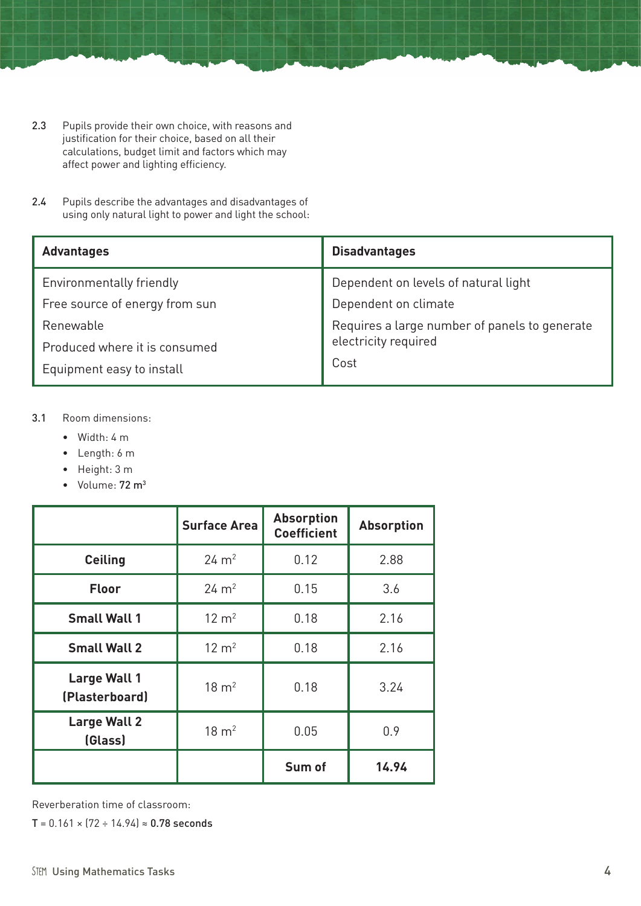2.3 Pupils provide their own choice, with reasons and justification for their choice, based on all their calculations, budget limit and factors which may affect power and lighting efficiency.

2.4 Pupils describe the advantages and disadvantages of using only natural light to power and light the school:

| Advantages | Disadvantages |
|---|---|
| Environmentally friendly<br>Free source of energy from sun<br>Renewable<br>Produced where it is consumed<br>Equipment easy to install | Dependent on levels of natural light<br>Dependent on climate<br>Requires a large number of panels to generate electricity required<br>Cost |

3.1 Room dimensions:

- Width: 4 m
- Length: 6 m
- Height: 3 m
- Volume: **72 $m^3$**

| | Surface Area | Absorption Coefficient | Absorption |
|---|---|---|---|
| **Ceiling** | 24 $m^2$ | 0.12 | 2.88 |
| **Floor** | 24 $m^2$ | 0.15 | 3.6 |
| **Small Wall 1** | 12 $m^2$ | 0.18 | 2.16 |
| **Small Wall 2** | 12 $m^2$ | 0.18 | 2.16 |
| **Large Wall 1 (Plasterboard)** | 18 $m^2$ | 0.18 | 3.24 |
| **Large Wall 2 (Glass)** | 18 $m^2$ | 0.05 | 0.9 |
| | | **Sum of** | **14.94** |

Reverberation time of classroom:

$T = 0.161 \times (72 \div 14.94) \approx$ **0.78 seconds**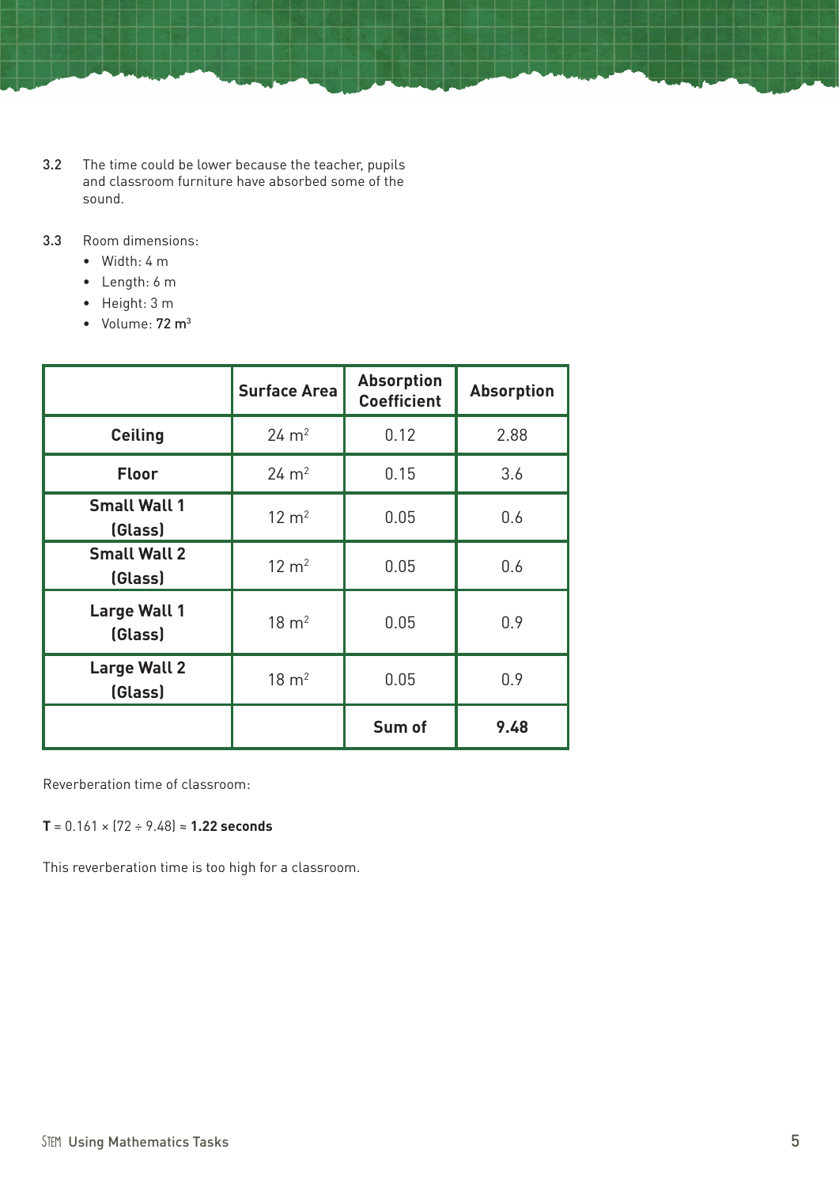3.2 The time could be lower because the teacher, pupils and classroom furniture have absorbed some of the sound.

3.3 Room dimensions:

- Width: 4 m
- Length: 6 m
- Height: 3 m
- Volume: **72 m³**

| | Surface Area | Absorption Coefficient | Absorption |
|---|---|---|---|
| **Ceiling** | 24 m² | 0.12 | 2.88 |
| **Floor** | 24 m² | 0.15 | 3.6 |
| **Small Wall 1 (Glass)** | 12 m² | 0.05 | 0.6 |
| **Small Wall 2 (Glass)** | 12 m² | 0.05 | 0.6 |
| **Large Wall 1 (Glass)** | 18 m² | 0.05 | 0.9 |
| **Large Wall 2 (Glass)** | 18 m² | 0.05 | 0.9 |
| | | **Sum of** | **9.48** |

Reverberation time of classroom:

**T** = 0.161 × (72 ÷ 9.48) ≈ **1.22 seconds**

This reverberation time is too high for a classroom.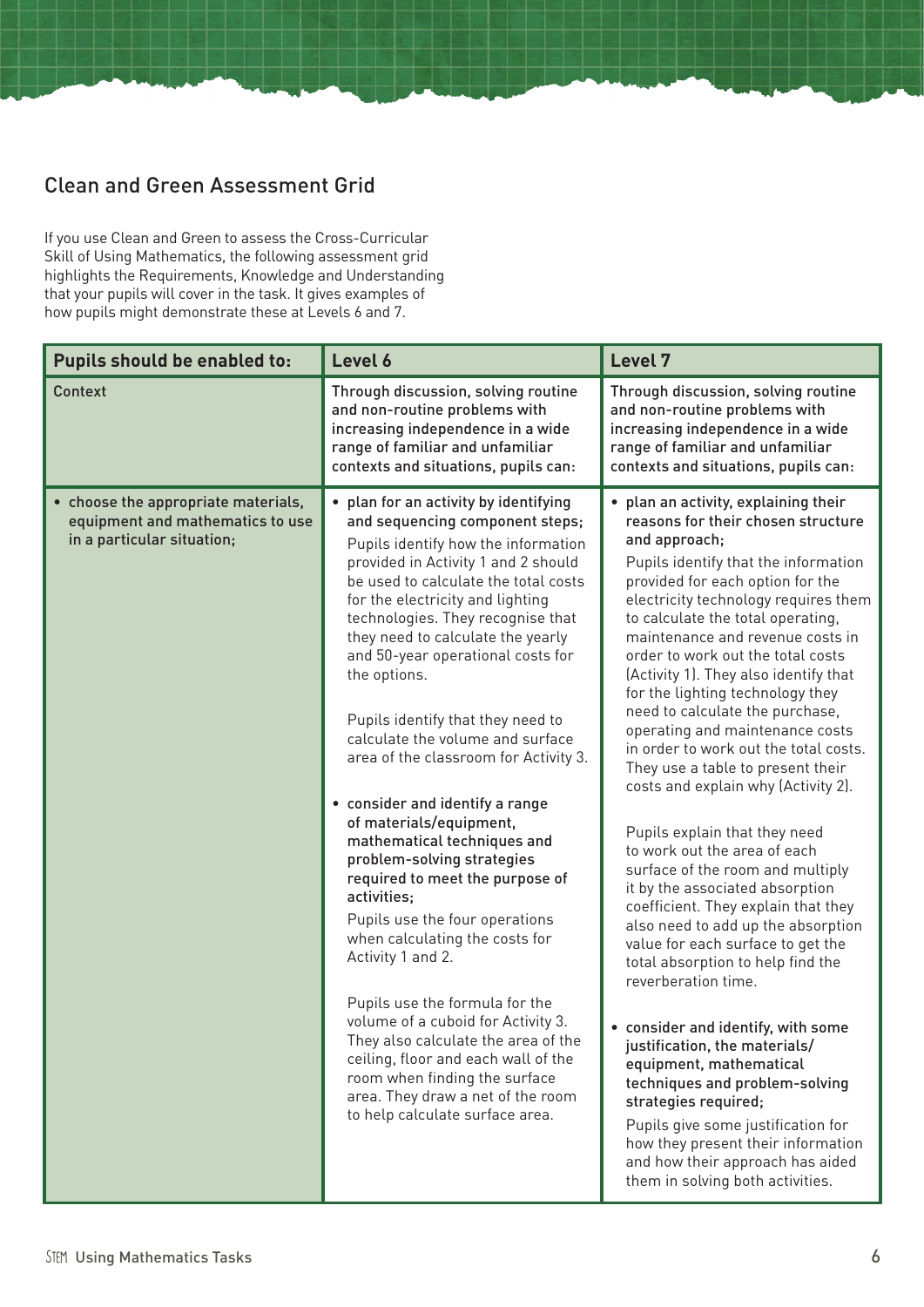## Clean and Green Assessment Grid

If you use Clean and Green to assess the Cross-Curricular Skill of Using Mathematics, the following assessment grid highlights the Requirements, Knowledge and Understanding that your pupils will cover in the task. It gives examples of how pupils might demonstrate these at Levels 6 and 7.

| Pupils should be enabled to: | Level 6 | Level 7 |
|---|---|---|
| Context | Through discussion, solving routine and non-routine problems with increasing independence in a wide range of familiar and unfamiliar contexts and situations, pupils can: | Through discussion, solving routine and non-routine problems with increasing independence in a wide range of familiar and unfamiliar contexts and situations, pupils can: |
| • choose the appropriate materials, equipment and mathematics to use in a particular situation; | • plan for an activity by identifying and sequencing component steps;<br><br>Pupils identify how the information provided in Activity 1 and 2 should be used to calculate the total costs for the electricity and lighting technologies. They recognise that they need to calculate the yearly and 50-year operational costs for the options.<br><br>Pupils identify that they need to calculate the volume and surface area of the classroom for Activity 3.<br><br>• consider and identify a range of materials/equipment, mathematical techniques and problem-solving strategies required to meet the purpose of activities;<br><br>Pupils use the four operations when calculating the costs for Activity 1 and 2.<br><br>Pupils use the formula for the volume of a cuboid for Activity 3. They also calculate the area of the ceiling, floor and each wall of the room when finding the surface area. They draw a net of the room to help calculate surface area. | • plan an activity, explaining their reasons for their chosen structure and approach;<br><br>Pupils identify that the information provided for each option for the electricity technology requires them to calculate the total operating, maintenance and revenue costs in order to work out the total costs (Activity 1). They also identify that for the lighting technology they need to calculate the purchase, operating and maintenance costs in order to work out the total costs. They use a table to present their costs and explain why (Activity 2).<br><br>Pupils explain that they need to work out the area of each surface of the room and multiply it by the associated absorption coefficient. They explain that they also need to add up the absorption value for each surface to get the total absorption to help find the reverberation time.<br><br>• consider and identify, with some justification, the materials/ equipment, mathematical techniques and problem-solving strategies required;<br><br>Pupils give some justification for how they present their information and how their approach has aided them in solving both activities. |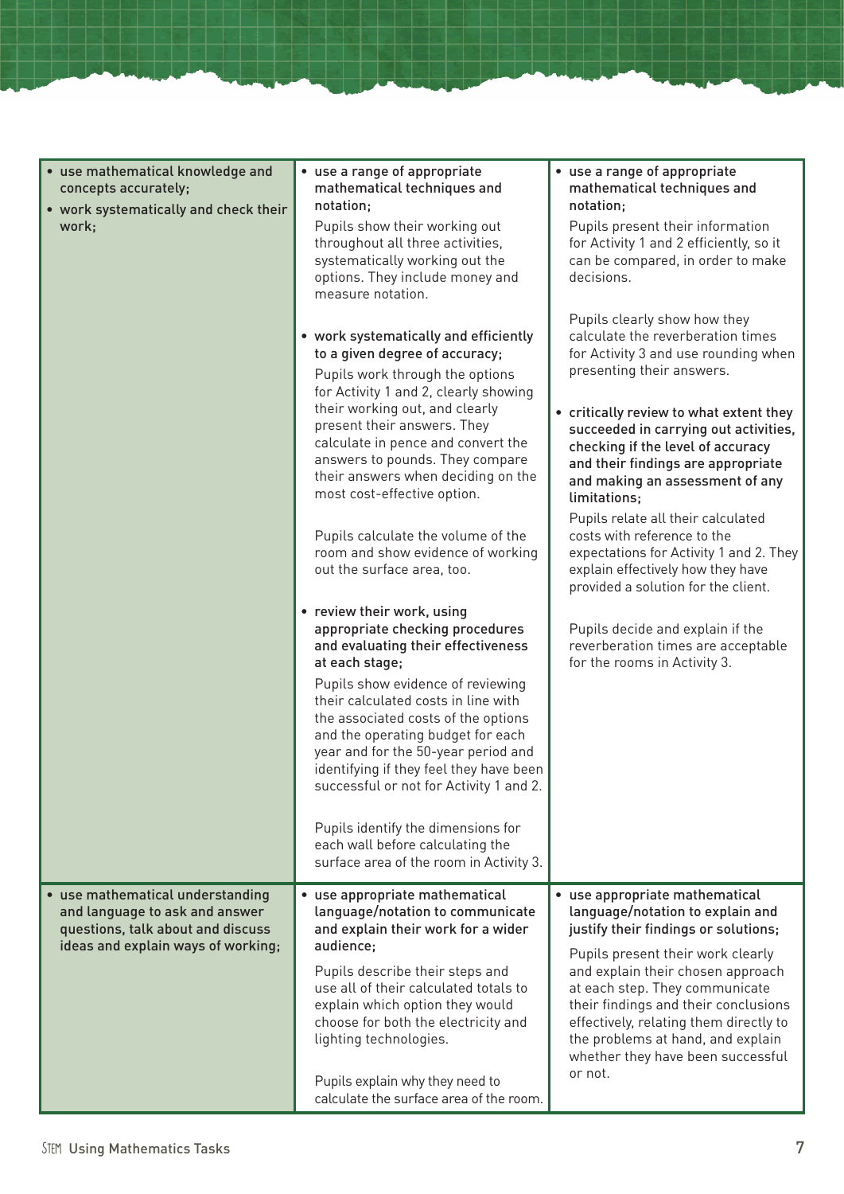| | | |
|---|---|---|
| • use mathematical knowledge and concepts accurately;<br>• work systematically and check their work; | • use a range of appropriate mathematical techniques and notation;<br>Pupils show their working out throughout all three activities, systematically working out the options. They include money and measure notation.<br><br>• work systematically and efficiently to a given degree of accuracy;<br>Pupils work through the options for Activity 1 and 2, clearly showing their working out, and clearly present their answers. They calculate in pence and convert the answers to pounds. They compare their answers when deciding on the most cost-effective option.<br><br>Pupils calculate the volume of the room and show evidence of working out the surface area, too.<br><br>• review their work, using appropriate checking procedures and evaluating their effectiveness at each stage;<br>Pupils show evidence of reviewing their calculated costs in line with the associated costs of the options and the operating budget for each year and for the 50-year period and identifying if they feel they have been successful or not for Activity 1 and 2.<br><br>Pupils identify the dimensions for each wall before calculating the surface area of the room in Activity 3. | • use a range of appropriate mathematical techniques and notation;<br>Pupils present their information for Activity 1 and 2 efficiently, so it can be compared, in order to make decisions.<br><br>Pupils clearly show how they calculate the reverberation times for Activity 3 and use rounding when presenting their answers.<br><br>• critically review to what extent they succeeded in carrying out activities, checking if the level of accuracy and their findings are appropriate and making an assessment of any limitations;<br>Pupils relate all their calculated costs with reference to the expectations for Activity 1 and 2. They explain effectively how they have provided a solution for the client.<br><br>Pupils decide and explain if the reverberation times are acceptable for the rooms in Activity 3. |
| • use mathematical understanding and language to ask and answer questions, talk about and discuss ideas and explain ways of working; | • use appropriate mathematical language/notation to communicate and explain their work for a wider audience;<br>Pupils describe their steps and use all of their calculated totals to explain which option they would choose for both the electricity and lighting technologies.<br><br>Pupils explain why they need to calculate the surface area of the room. | • use appropriate mathematical language/notation to explain and justify their findings or solutions;<br>Pupils present their work clearly and explain their chosen approach at each step. They communicate their findings and their conclusions effectively, relating them directly to the problems at hand, and explain whether they have been successful or not. |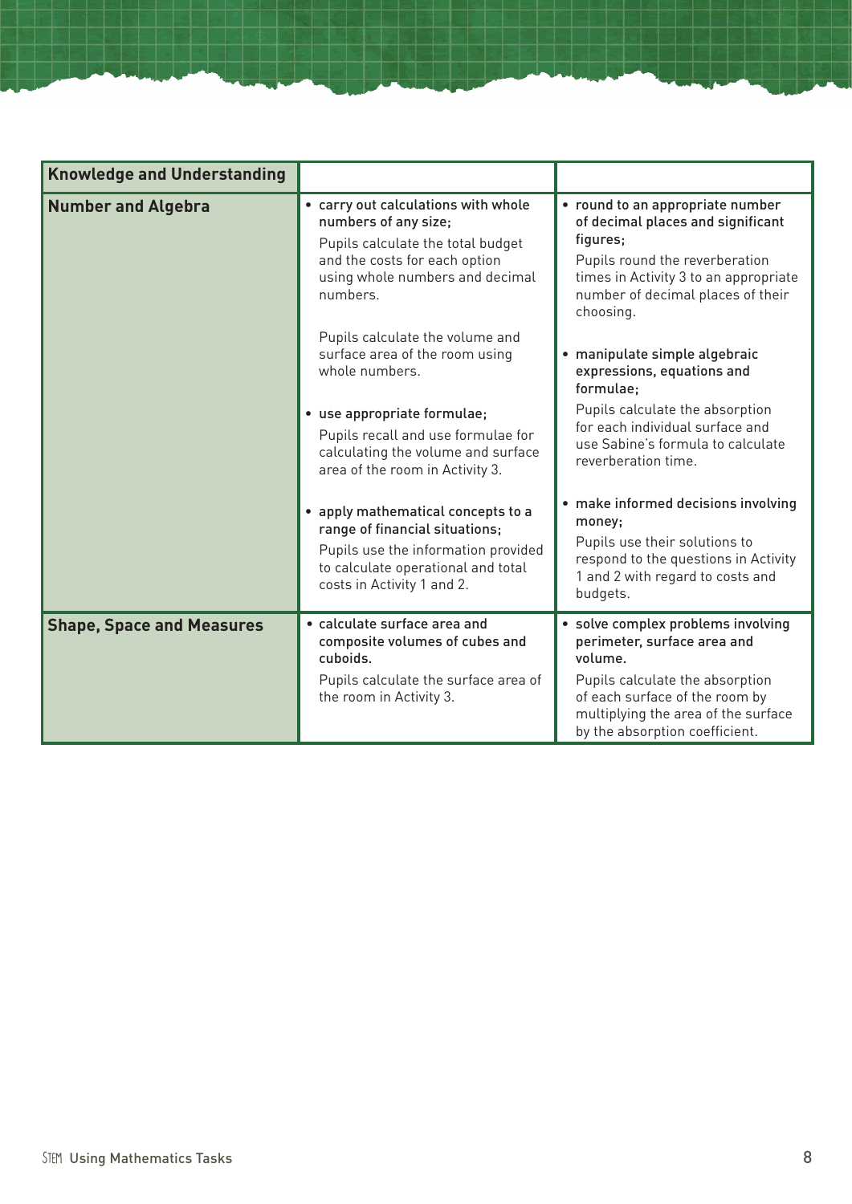| Knowledge and Understanding | | |
|---|---|---|
| **Number and Algebra** | • **carry out calculations with whole numbers of any size;**<br>Pupils calculate the total budget and the costs for each option using whole numbers and decimal numbers.<br><br>Pupils calculate the volume and surface area of the room using whole numbers.<br><br>• **use appropriate formulae;**<br>Pupils recall and use formulae for calculating the volume and surface area of the room in Activity 3.<br><br>• **apply mathematical concepts to a range of financial situations;**<br>Pupils use the information provided to calculate operational and total costs in Activity 1 and 2. | • **round to an appropriate number of decimal places and significant figures;**<br>Pupils round the reverberation times in Activity 3 to an appropriate number of decimal places of their choosing.<br><br>• **manipulate simple algebraic expressions, equations and formulae;**<br>Pupils calculate the absorption for each individual surface and use Sabine's formula to calculate reverberation time.<br><br>• **make informed decisions involving money;**<br>Pupils use their solutions to respond to the questions in Activity 1 and 2 with regard to costs and budgets. |
| **Shape, Space and Measures** | • **calculate surface area and composite volumes of cubes and cuboids.**<br>Pupils calculate the surface area of the room in Activity 3. | • **solve complex problems involving perimeter, surface area and volume.**<br>Pupils calculate the absorption of each surface of the room by multiplying the area of the surface by the absorption coefficient. |